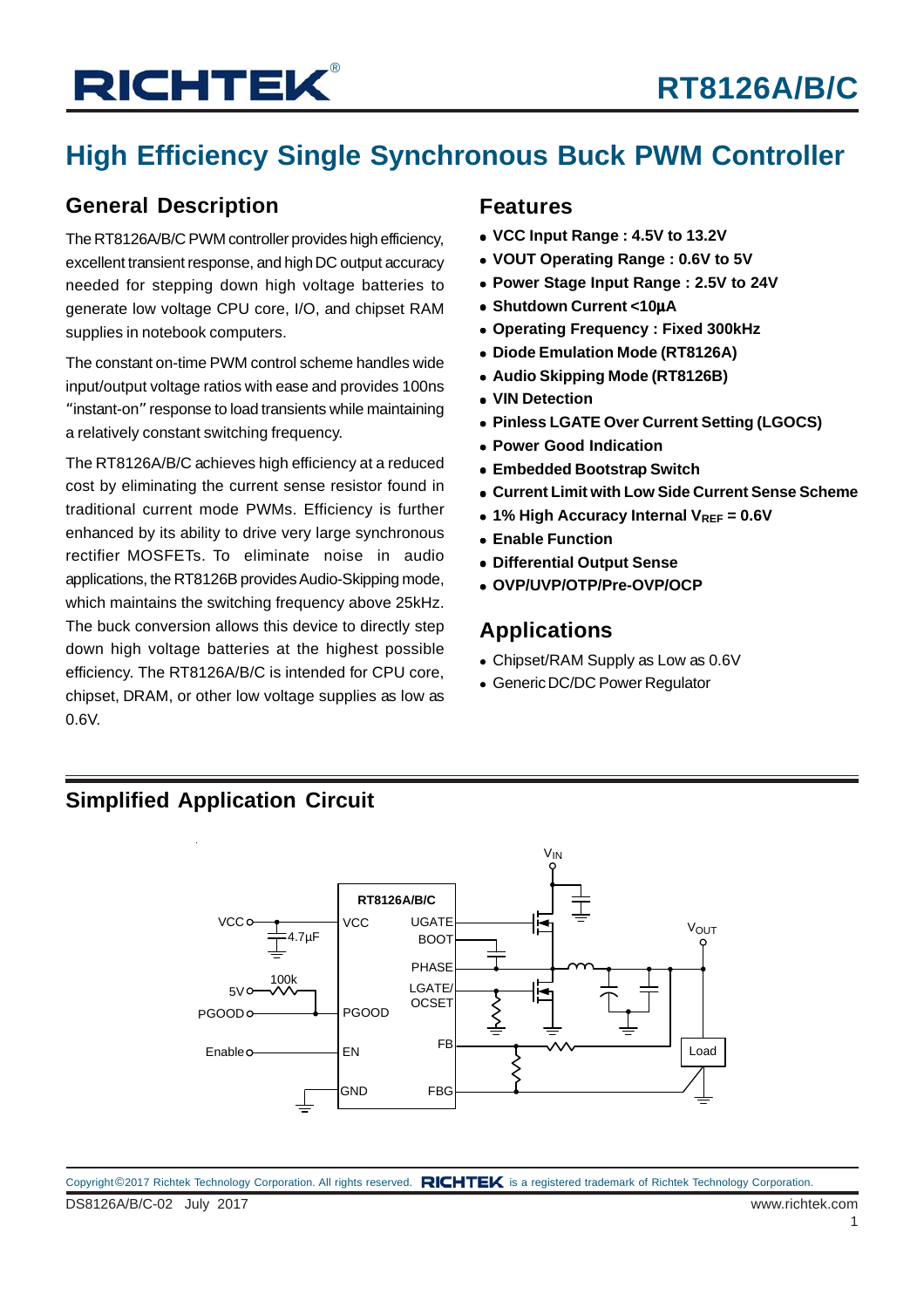# RT8126A/B/C

# High Efficiency Single Synchronous Buck PWM Controller

## General Description

The RT8126A/B/C PWM controller provides high efficiency, excellent transient response, and high DC output accuracy needed for stepping down high voltage batteries to generate low voltage CPU core, I/O, and chipset RAM supplies in notebook computers.

The constant on-time PWM control scheme handles wide input/output voltage ratios with ease and provides 100ns "instant-on" response to load transients while maintaining a relatively constant switching frequency.

The RT8126A/B/C achieves high efficiency at a reduced cost by eliminating the current sense resistor found in traditional current mode PWMs. Efficiency is further enhanced by its ability to drive very large synchronous rectifier MOSFETs. To eliminate noise in audio applications, the RT8126B provides Audio-Skipping mode, which maintains the switching frequency above 25kHz. The buck conversion allows this device to directly step down high voltage batteries at the highest possible efficiency. The RT8126A/B/C is intended for CPU core, chipset, DRAM, or other low voltage supplies as low as 0.6V.

## Features

- **VCC Input Range : 4.5V to 13.2V**
- **VOUT Operating Range : 0.6V to 5V**
- **Power Stage Input Range : 2.5V to 24V**
- **Shutdown Current <10μA**
- **Operating Frequency : Fixed 300kHz**
- **Diode Emulation Mode (RT8126A)**
- **Audio Skipping Mode (RT8126B)**
- **VIN Detection**
- **Pinless LGATE Over Current Setting (LGOCS)**
- **Power Good Indication**
- **Embedded Bootstrap Switch**
- **Current Limit with Low Side Current Sense Scheme**
- **1% High Accuracy Internal $V_{REF}$ = 0.6V**
- **Enable Function**
- **Differential Output Sense**
- **OVP/UVP/OTP/Pre-OVP/OCP**

## Applications

- Chipset/RAM Supply as Low as 0.6V
- Generic DC/DC Power Regulator

## Simplified Application Circuit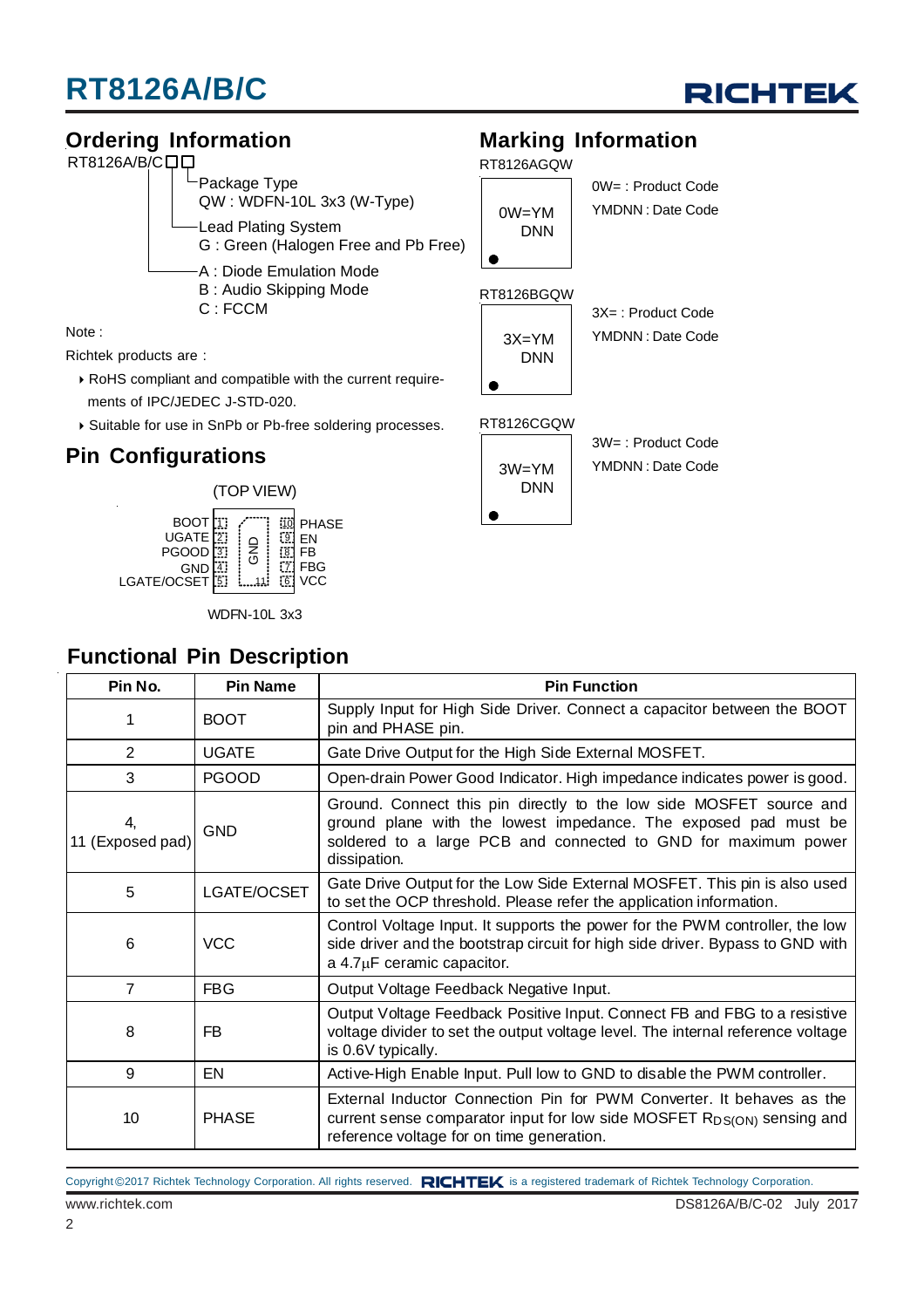## Ordering Information

RT8126A/B/C□□

- Package Type
  QW : WDFN-10L 3x3 (W-Type)
- Lead Plating System
  G : Green (Halogen Free and Pb Free)
- A : Diode Emulation Mode
  B : Audio Skipping Mode
  C : FCCM

Note :

Richtek products are :

- RoHS compliant and compatible with the current requirements of IPC/JEDEC J-STD-020.
- Suitable for use in SnPb or Pb-free soldering processes.

## Marking Information

RT8126AGQW

0W=YM
DNN

0W= : Product Code
YMDNN : Date Code

RT8126BGQW

3X=YM
DNN

3X= : Product Code
YMDNN : Date Code

RT8126CGQW

3W=YM
DNN

3W= : Product Code
YMDNN : Date Code

## Pin Configurations

(TOP VIEW)

| Left Pin | No. | | No. | Right Pin |
|---|---|---|---|---|
| BOOT | 1 | GND (11) | 10 | PHASE |
| UGATE | 2 | | 9 | EN |
| PGOOD | 3 | | 8 | FB |
| GND | 4 | | 7 | FBG |
| LGATE/OCSET | 5 | | 6 | VCC |

WDFN-10L 3x3

## Functional Pin Description

| Pin No. | Pin Name | Pin Function |
|---|---|---|
| 1 | BOOT | Supply Input for High Side Driver. Connect a capacitor between the BOOT pin and PHASE pin. |
| 2 | UGATE | Gate Drive Output for the High Side External MOSFET. |
| 3 | PGOOD | Open-drain Power Good Indicator. High impedance indicates power is good. |
| 4, 11 (Exposed pad) | GND | Ground. Connect this pin directly to the low side MOSFET source and ground plane with the lowest impedance. The exposed pad must be soldered to a large PCB and connected to GND for maximum power dissipation. |
| 5 | LGATE/OCSET | Gate Drive Output for the Low Side External MOSFET. This pin is also used to set the OCP threshold. Please refer the application information. |
| 6 | VCC | Control Voltage Input. It supports the power for the PWM controller, the low side driver and the bootstrap circuit for high side driver. Bypass to GND with a 4.7μF ceramic capacitor. |
| 7 | FBG | Output Voltage Feedback Negative Input. |
| 8 | FB | Output Voltage Feedback Positive Input. Connect FB and FBG to a resistive voltage divider to set the output voltage level. The internal reference voltage is 0.6V typically. |
| 9 | EN | Active-High Enable Input. Pull low to GND to disable the PWM controller. |
| 10 | PHASE | External Inductor Connection Pin for PWM Converter. It behaves as the current sense comparator input for low side MOSFET $R_{DS(ON)}$ sensing and reference voltage for on time generation. |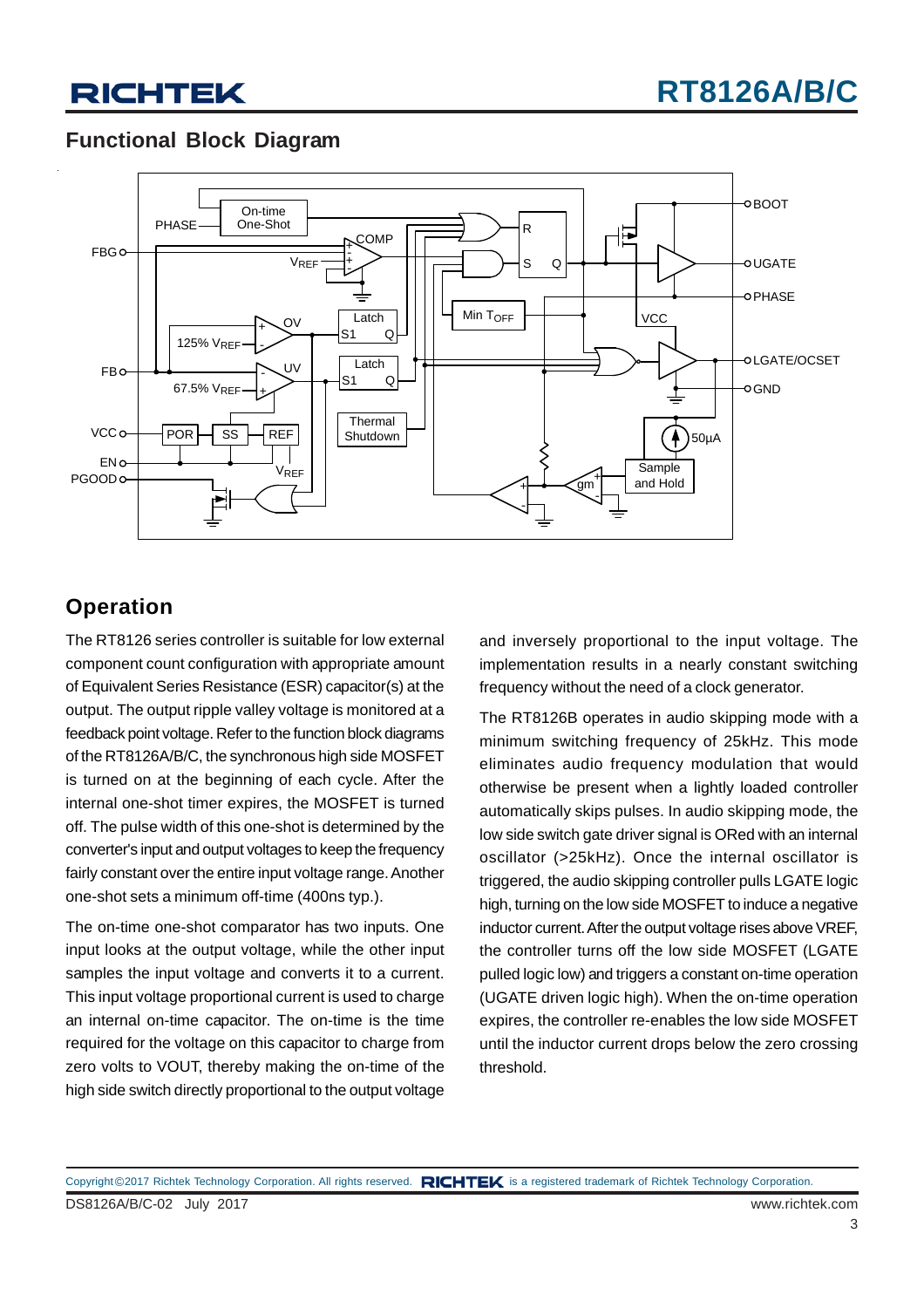## Functional Block Diagram

## Operation

The RT8126 series controller is suitable for low external component count configuration with appropriate amount of Equivalent Series Resistance (ESR) capacitor(s) at the output. The output ripple valley voltage is monitored at a feedback point voltage. Refer to the function block diagrams of the RT8126A/B/C, the synchronous high side MOSFET is turned on at the beginning of each cycle. After the internal one-shot timer expires, the MOSFET is turned off. The pulse width of this one-shot is determined by the converter's input and output voltages to keep the frequency fairly constant over the entire input voltage range. Another one-shot sets a minimum off-time (400ns typ.).

The on-time one-shot comparator has two inputs. One input looks at the output voltage, while the other input samples the input voltage and converts it to a current. This input voltage proportional current is used to charge an internal on-time capacitor. The on-time is the time required for the voltage on this capacitor to charge from zero volts to VOUT, thereby making the on-time of the high side switch directly proportional to the output voltage and inversely proportional to the input voltage. The implementation results in a nearly constant switching frequency without the need of a clock generator.

The RT8126B operates in audio skipping mode with a minimum switching frequency of 25kHz. This mode eliminates audio frequency modulation that would otherwise be present when a lightly loaded controller automatically skips pulses. In audio skipping mode, the low side switch gate driver signal is ORed with an internal oscillator (>25kHz). Once the internal oscillator is triggered, the audio skipping controller pulls LGATE logic high, turning on the low side MOSFET to induce a negative inductor current. After the output voltage rises above VREF, the controller turns off the low side MOSFET (LGATE pulled logic low) and triggers a constant on-time operation (UGATE driven logic high). When the on-time operation expires, the controller re-enables the low side MOSFET until the inductor current drops below the zero crossing threshold.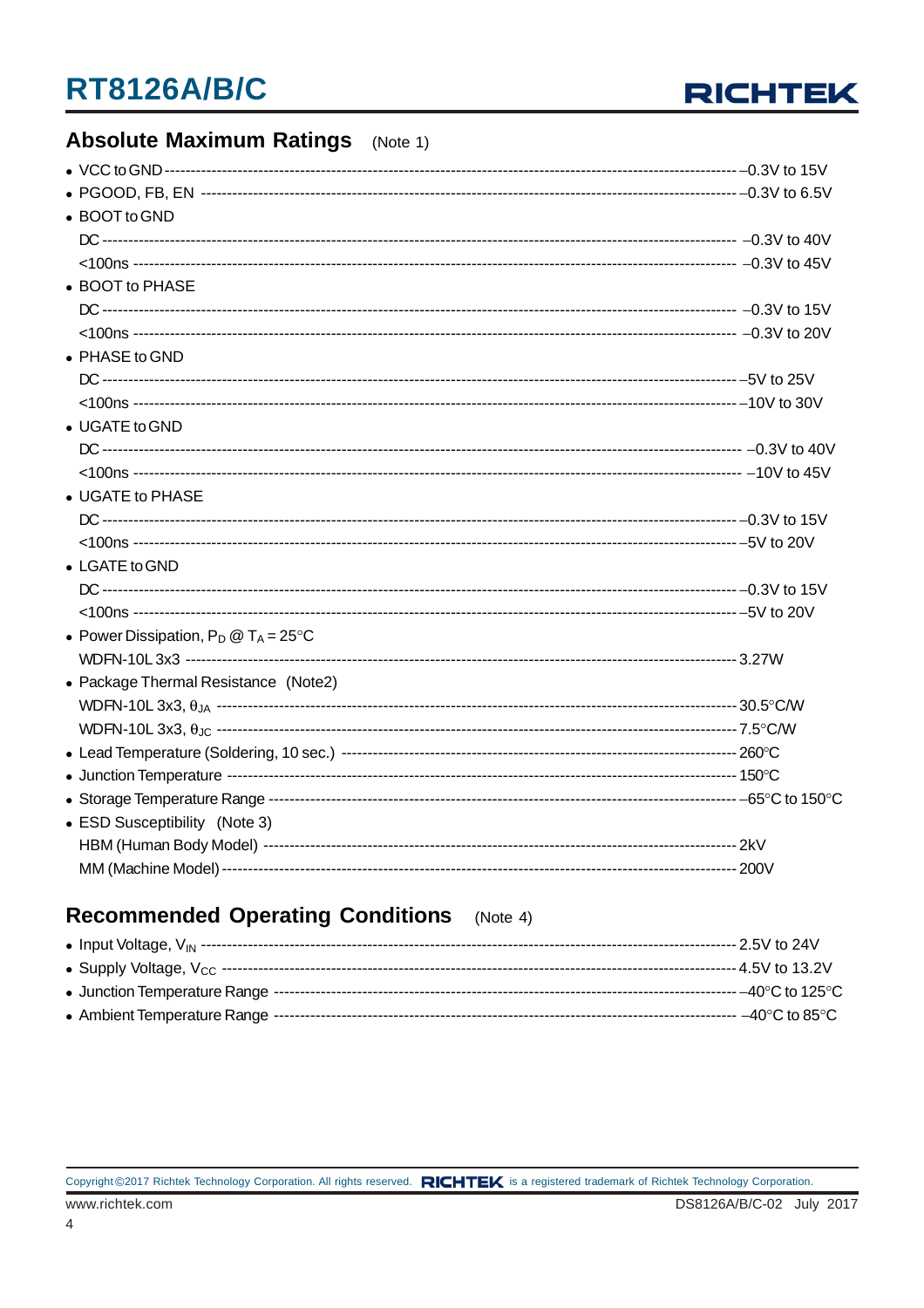## Absolute Maximum Ratings (Note 1)

- VCC to GND ------------------------------------------------------------------------------------------------------------ −0.3V to 15V
- PGOOD, FB, EN ------------------------------------------------------------------------------------------------------ −0.3V to 6.5V
- BOOT to GND
  DC ------------------------------------------------------------------------------------------------------------------------- −0.3V to 40V
  <100ns ---------------------------------------------------------------------------------------------------------------- −0.3V to 45V
- BOOT to PHASE
  DC ------------------------------------------------------------------------------------------------------------------------- −0.3V to 15V
  <100ns ---------------------------------------------------------------------------------------------------------------- −0.3V to 20V
- PHASE to GND
  DC ------------------------------------------------------------------------------------------------------------------------- −5V to 25V
  <100ns ---------------------------------------------------------------------------------------------------------------- −10V to 30V
- UGATE to GND
  DC ------------------------------------------------------------------------------------------------------------------------- −0.3V to 40V
  <100ns ---------------------------------------------------------------------------------------------------------------- −10V to 45V
- UGATE to PHASE
  DC ------------------------------------------------------------------------------------------------------------------------- −0.3V to 15V
  <100ns ---------------------------------------------------------------------------------------------------------------- −5V to 20V
- LGATE to GND
  DC ------------------------------------------------------------------------------------------------------------------------- −0.3V to 15V
  <100ns ---------------------------------------------------------------------------------------------------------------- −5V to 20V
- Power Dissipation, $P_D$ @ $T_A$ = 25°C
  WDFN-10L 3x3 ------------------------------------------------------------------------------------------------------ 3.27W
- Package Thermal Resistance (Note2)
  WDFN-10L 3x3, $\theta_{JA}$ ---------------------------------------------------------------------------------------- 30.5°C/W
  WDFN-10L 3x3, $\theta_{JC}$ ---------------------------------------------------------------------------------------- 7.5°C/W
- Lead Temperature (Soldering, 10 sec.) ------------------------------------------------------------------------ 260°C
- Junction Temperature ------------------------------------------------------------------------------------------------ 150°C
- Storage Temperature Range ------------------------------------------------------------------------------------- −65°C to 150°C
- ESD Susceptibility (Note 3)
  HBM (Human Body Model) --------------------------------------------------------------------------------------- 2kV
  MM (Machine Model) ------------------------------------------------------------------------------------------------- 200V

## Recommended Operating Conditions (Note 4)

- Input Voltage, $V_{IN}$ ------------------------------------------------------------------------------------------------------ 2.5V to 24V
- Supply Voltage, $V_{CC}$ -------------------------------------------------------------------------------------------------- 4.5V to 13.2V
- Junction Temperature Range ----------------------------------------------------------------------------------------- −40°C to 125°C
- Ambient Temperature Range ----------------------------------------------------------------------------------------- −40°C to 85°C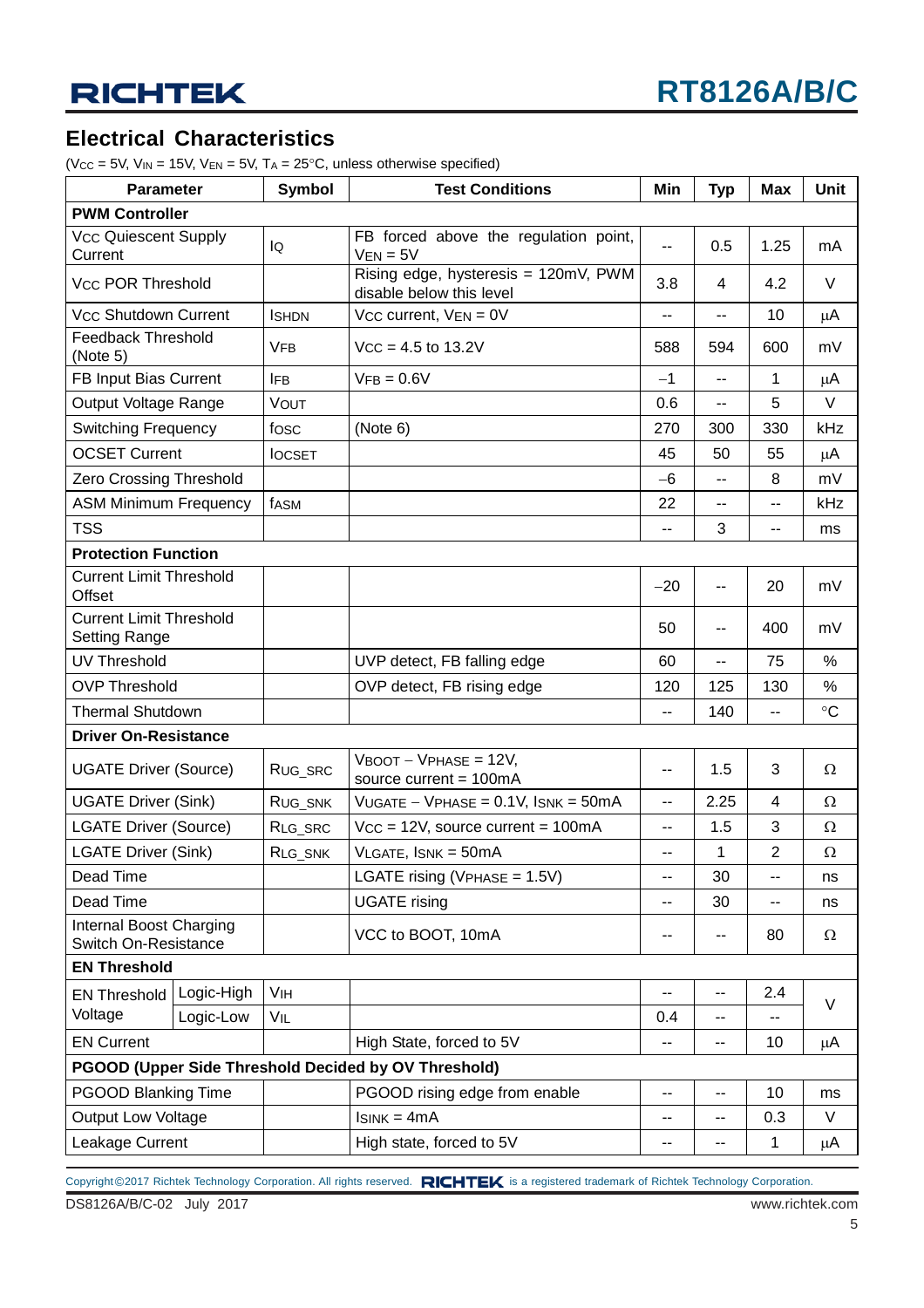## Electrical Characteristics

($V_{CC}$ = 5V, $V_{IN}$ = 15V, $V_{EN}$ = 5V, $T_A$ = 25°C, unless otherwise specified)

| Parameter | | Symbol | Test Conditions | Min | Typ | Max | Unit |
|---|---|---|---|---|---|---|---|
| **PWM Controller** | | | | | | | |
| $V_{CC}$ Quiescent Supply Current | | $I_Q$ | FB forced above the regulation point, $V_{EN}$ = 5V | -- | 0.5 | 1.25 | mA |
| $V_{CC}$ POR Threshold | | | Rising edge, hysteresis = 120mV, PWM disable below this level | 3.8 | 4 | 4.2 | V |
| $V_{CC}$ Shutdown Current | | $I_{SHDN}$ | $V_{CC}$ current, $V_{EN}$ = 0V | -- | -- | 10 | μA |
| Feedback Threshold (Note 5) | | $V_{FB}$ | $V_{CC}$ = 4.5 to 13.2V | 588 | 594 | 600 | mV |
| FB Input Bias Current | | $I_{FB}$ | $V_{FB}$ = 0.6V | −1 | -- | 1 | μA |
| Output Voltage Range | | $V_{OUT}$ | | 0.6 | -- | 5 | V |
| Switching Frequency | | $f_{OSC}$ | (Note 6) | 270 | 300 | 330 | kHz |
| OCSET Current | | $I_{OCSET}$ | | 45 | 50 | 55 | μA |
| Zero Crossing Threshold | | | | −6 | -- | 8 | mV |
| ASM Minimum Frequency | | $f_{ASM}$ | | 22 | -- | -- | kHz |
| TSS | | | | -- | 3 | -- | ms |
| **Protection Function** | | | | | | | |
| Current Limit Threshold Offset | | | | −20 | -- | 20 | mV |
| Current Limit Threshold Setting Range | | | | 50 | -- | 400 | mV |
| UV Threshold | | | UVP detect, FB falling edge | 60 | -- | 75 | % |
| OVP Threshold | | | OVP detect, FB rising edge | 120 | 125 | 130 | % |
| Thermal Shutdown | | | | -- | 140 | -- | °C |
| **Driver On-Resistance** | | | | | | | |
| UGATE Driver (Source) | | $R_{UG\_SRC}$ | $V_{BOOT}$ − $V_{PHASE}$ = 12V, source current = 100mA | -- | 1.5 | 3 | Ω |
| UGATE Driver (Sink) | | $R_{UG\_SNK}$ | $V_{UGATE}$ − $V_{PHASE}$ = 0.1V, $I_{SNK}$ = 50mA | -- | 2.25 | 4 | Ω |
| LGATE Driver (Source) | | $R_{LG\_SRC}$ | $V_{CC}$ = 12V, source current = 100mA | -- | 1.5 | 3 | Ω |
| LGATE Driver (Sink) | | $R_{LG\_SNK}$ | $V_{LGATE}$, $I_{SNK}$ = 50mA | -- | 1 | 2 | Ω |
| Dead Time | | | LGATE rising ($V_{PHASE}$ = 1.5V) | -- | 30 | -- | ns |
| Dead Time | | | UGATE rising | -- | 30 | -- | ns |
| Internal Boost Charging Switch On-Resistance | | | VCC to BOOT, 10mA | -- | -- | 80 | Ω |
| **EN Threshold** | | | | | | | |
| EN Threshold Voltage | Logic-High | $V_{IH}$ | | -- | -- | 2.4 | V |
| | Logic-Low | $V_{IL}$ | | 0.4 | -- | -- | V |
| EN Current | | | High State, forced to 5V | -- | -- | 10 | μA |
| **PGOOD (Upper Side Threshold Decided by OV Threshold)** | | | | | | | |
| PGOOD Blanking Time | | | PGOOD rising edge from enable | -- | -- | 10 | ms |
| Output Low Voltage | | | $I_{SINK}$ = 4mA | -- | -- | 0.3 | V |
| Leakage Current | | | High state, forced to 5V | -- | -- | 1 | μA |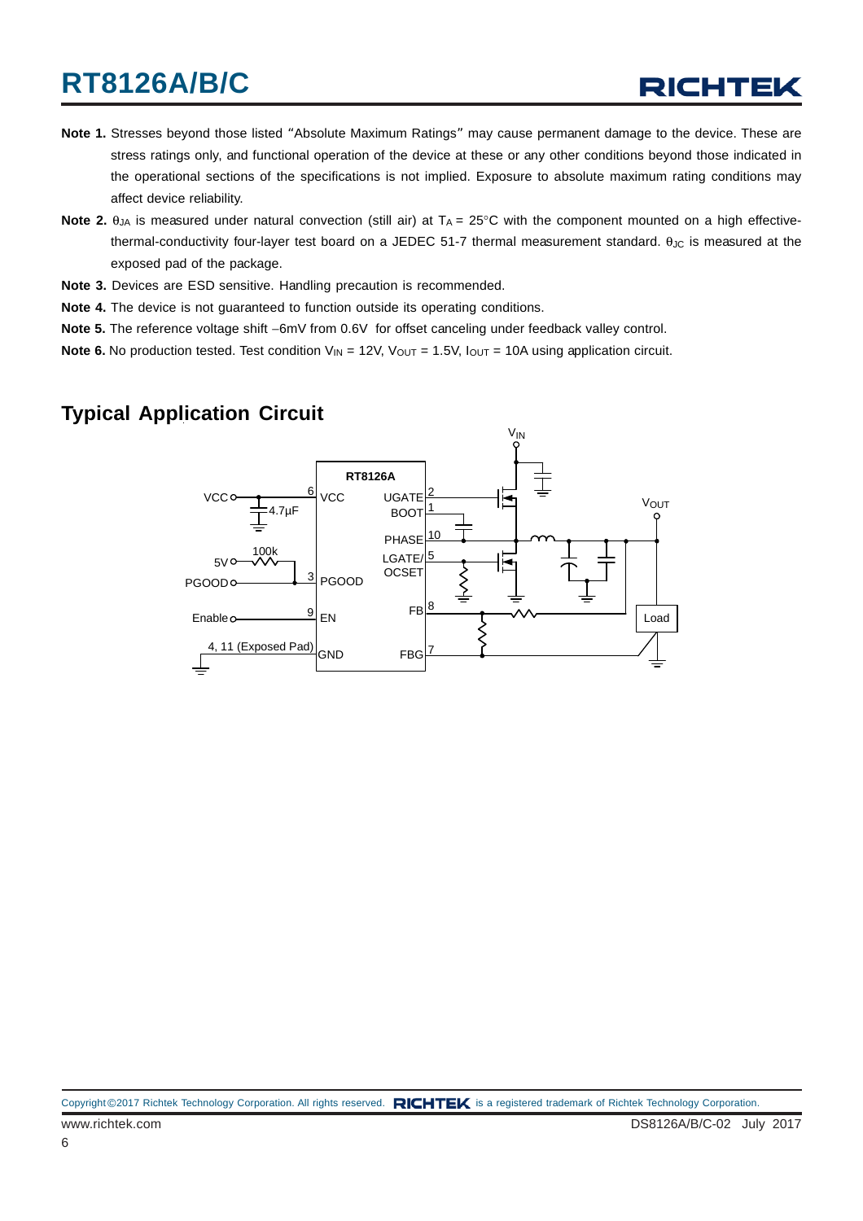**Note 1.** Stresses beyond those listed "Absolute Maximum Ratings" may cause permanent damage to the device. These are stress ratings only, and functional operation of the device at these or any other conditions beyond those indicated in the operational sections of the specifications is not implied. Exposure to absolute maximum rating conditions may affect device reliability.

**Note 2.** $\theta_{JA}$ is measured under natural convection (still air) at $T_A$ = 25°C with the component mounted on a high effective-thermal-conductivity four-layer test board on a JEDEC 51-7 thermal measurement standard. $\theta_{JC}$ is measured at the exposed pad of the package.

**Note 3.** Devices are ESD sensitive. Handling precaution is recommended.

**Note 4.** The device is not guaranteed to function outside its operating conditions.

**Note 5.** The reference voltage shift −6mV from 0.6V for offset canceling under feedback valley control.

**Note 6.** No production tested. Test condition $V_{IN}$ = 12V, $V_{OUT}$ = 1.5V, $I_{OUT}$ = 10A using application circuit.

## Typical Application Circuit

RT8126A

VCC, 4.7μF, 6 VCC, 5V, 100k, PGOOD, 3 PGOOD, Enable, 9 EN, 4, 11 (Exposed Pad) GND, UGATE 2, BOOT 1, PHASE 10, LGATE/OCSET 5, FB 8, FBG 7, $V_{IN}$, $V_{OUT}$, Load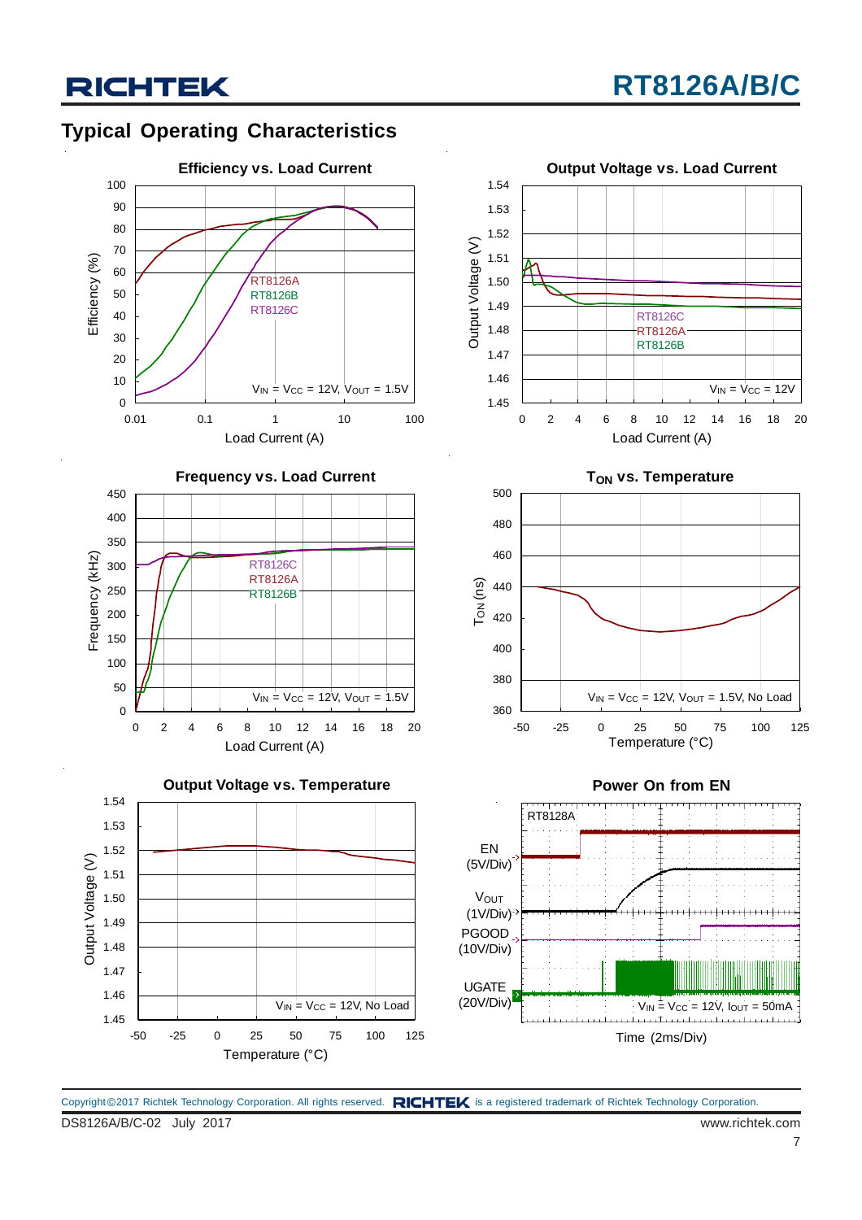## Typical Operating Characteristics

**Efficiency vs. Load Current**

Efficiency (%) vs. Load Current (A); RT8126A, RT8126B, RT8126C; $V_{IN} = V_{CC} = 12V$, $V_{OUT} = 1.5V$

**Output Voltage vs. Load Current**

Output Voltage (V) vs. Load Current (A); RT8126C, RT8126A, RT8126B; $V_{IN} = V_{CC} = 12V$

**Frequency vs. Load Current**

Frequency (kHz) vs. Load Current (A); RT8126C, RT8126A, RT8126B; $V_{IN} = V_{CC} = 12V$, $V_{OUT} = 1.5V$

**$T_{ON}$ vs. Temperature**

$T_{ON}$ (ns) vs. Temperature (°C); $V_{IN} = V_{CC} = 12V$, $V_{OUT} = 1.5V$, No Load

**Output Voltage vs. Temperature**

Output Voltage (V) vs. Temperature (°C); $V_{IN} = V_{CC} = 12V$, No Load

**Power On from EN**

RT8128A; EN (5V/Div), $V_{OUT}$ (1V/Div), PGOOD (10V/Div), UGATE (20V/Div); $V_{IN} = V_{CC} = 12V$, $I_{OUT} = 50mA$; Time (2ms/Div)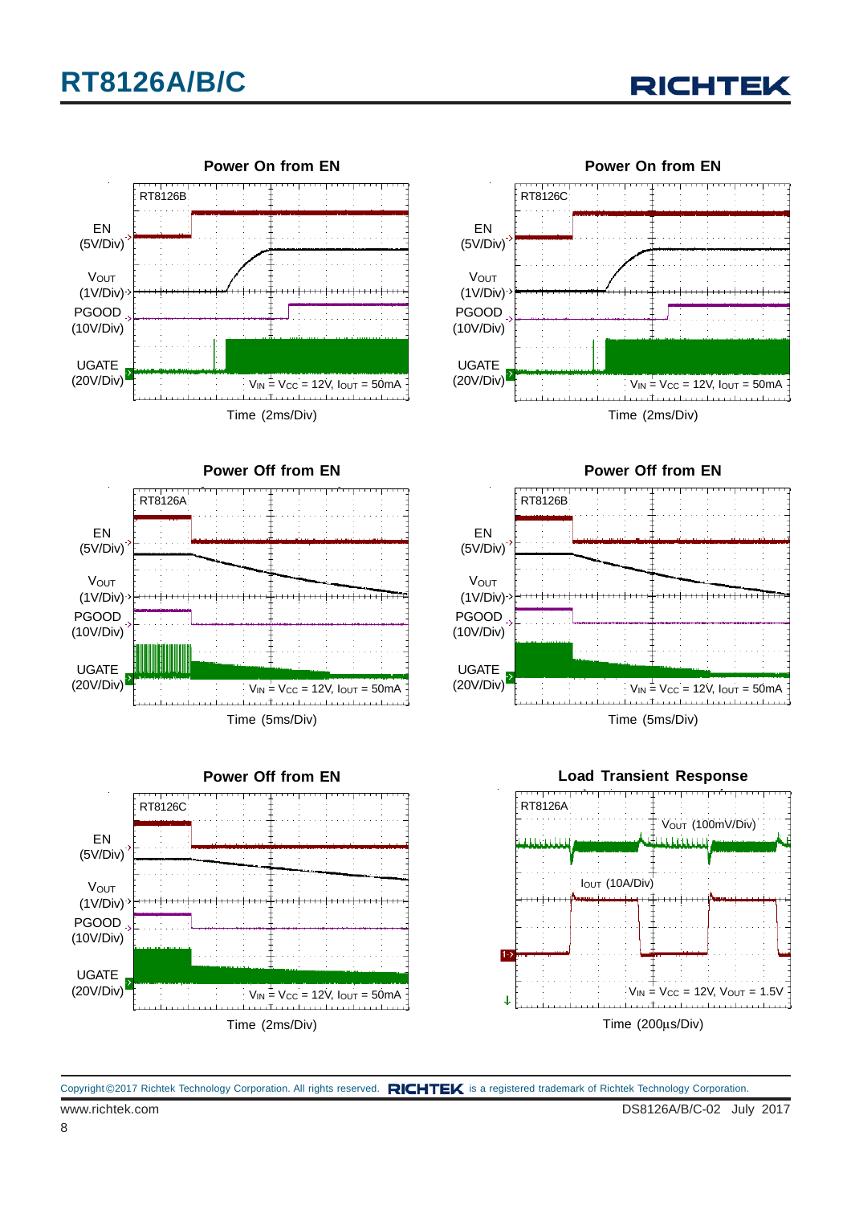**Power On from EN**

RT8126B

EN (5V/Div)

$V_{OUT}$ (1V/Div)

PGOOD (10V/Div)

UGATE (20V/Div)

$V_{IN}$ = $V_{CC}$ = 12V, $I_{OUT}$ = 50mA

Time (2ms/Div)

**Power On from EN**

RT8126C

EN (5V/Div)

$V_{OUT}$ (1V/Div)

PGOOD (10V/Div)

UGATE (20V/Div)

$V_{IN}$ = $V_{CC}$ = 12V, $I_{OUT}$ = 50mA

Time (2ms/Div)

**Power Off from EN**

RT8126A

EN (5V/Div)

$V_{OUT}$ (1V/Div)

PGOOD (10V/Div)

UGATE (20V/Div)

$V_{IN}$ = $V_{CC}$ = 12V, $I_{OUT}$ = 50mA

Time (5ms/Div)

**Power Off from EN**

RT8126B

EN (5V/Div)

$V_{OUT}$ (1V/Div)

PGOOD (10V/Div)

UGATE (20V/Div)

$V_{IN}$ = $V_{CC}$ = 12V, $I_{OUT}$ = 50mA

Time (5ms/Div)

**Power Off from EN**

RT8126C

EN (5V/Div)

$V_{OUT}$ (1V/Div)

PGOOD (10V/Div)

UGATE (20V/Div)

$V_{IN}$ = $V_{CC}$ = 12V, $I_{OUT}$ = 50mA

Time (2ms/Div)

**Load Transient Response**

RT8126A

$V_{OUT}$ (100mV/Div)

$I_{OUT}$ (10A/Div)

$V_{IN}$ = $V_{CC}$ = 12V, $V_{OUT}$ = 1.5V

Time (200μs/Div)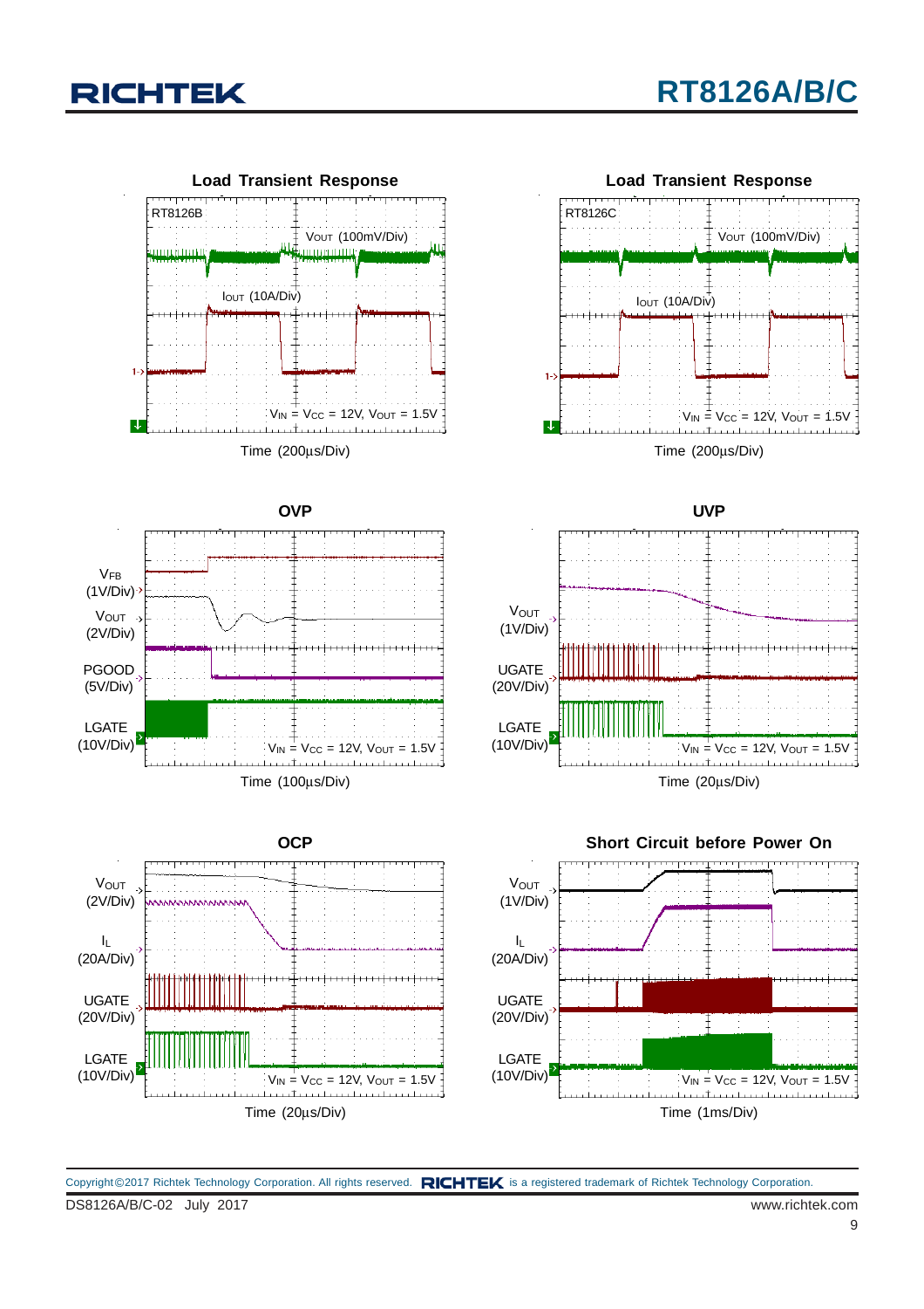**Load Transient Response**

RT8126B

$V_{OUT}$ (100mV/Div)

$I_{OUT}$ (10A/Div)

$V_{IN} = V_{CC} = 12V$, $V_{OUT} = 1.5V$

Time (200μs/Div)

**Load Transient Response**

RT8126C

$V_{OUT}$ (100mV/Div)

$I_{OUT}$ (10A/Div)

$V_{IN} = V_{CC} = 12V$, $V_{OUT} = 1.5V$

Time (200μs/Div)

**OVP**

$V_{FB}$ (1V/Div)

$V_{OUT}$ (2V/Div)

PGOOD (5V/Div)

LGATE (10V/Div)

$V_{IN} = V_{CC} = 12V$, $V_{OUT} = 1.5V$

Time (100μs/Div)

**UVP**

$V_{OUT}$ (1V/Div)

UGATE (20V/Div)

LGATE (10V/Div)

$V_{IN} = V_{CC} = 12V$, $V_{OUT} = 1.5V$

Time (20μs/Div)

**OCP**

$V_{OUT}$ (2V/Div)

$I_L$ (20A/Div)

UGATE (20V/Div)

LGATE (10V/Div)

$V_{IN} = V_{CC} = 12V$, $V_{OUT} = 1.5V$

Time (20μs/Div)

**Short Circuit before Power On**

$V_{OUT}$ (1V/Div)

$I_L$ (20A/Div)

UGATE (20V/Div)

LGATE (10V/Div)

$V_{IN} = V_{CC} = 12V$, $V_{OUT} = 1.5V$

Time (1ms/Div)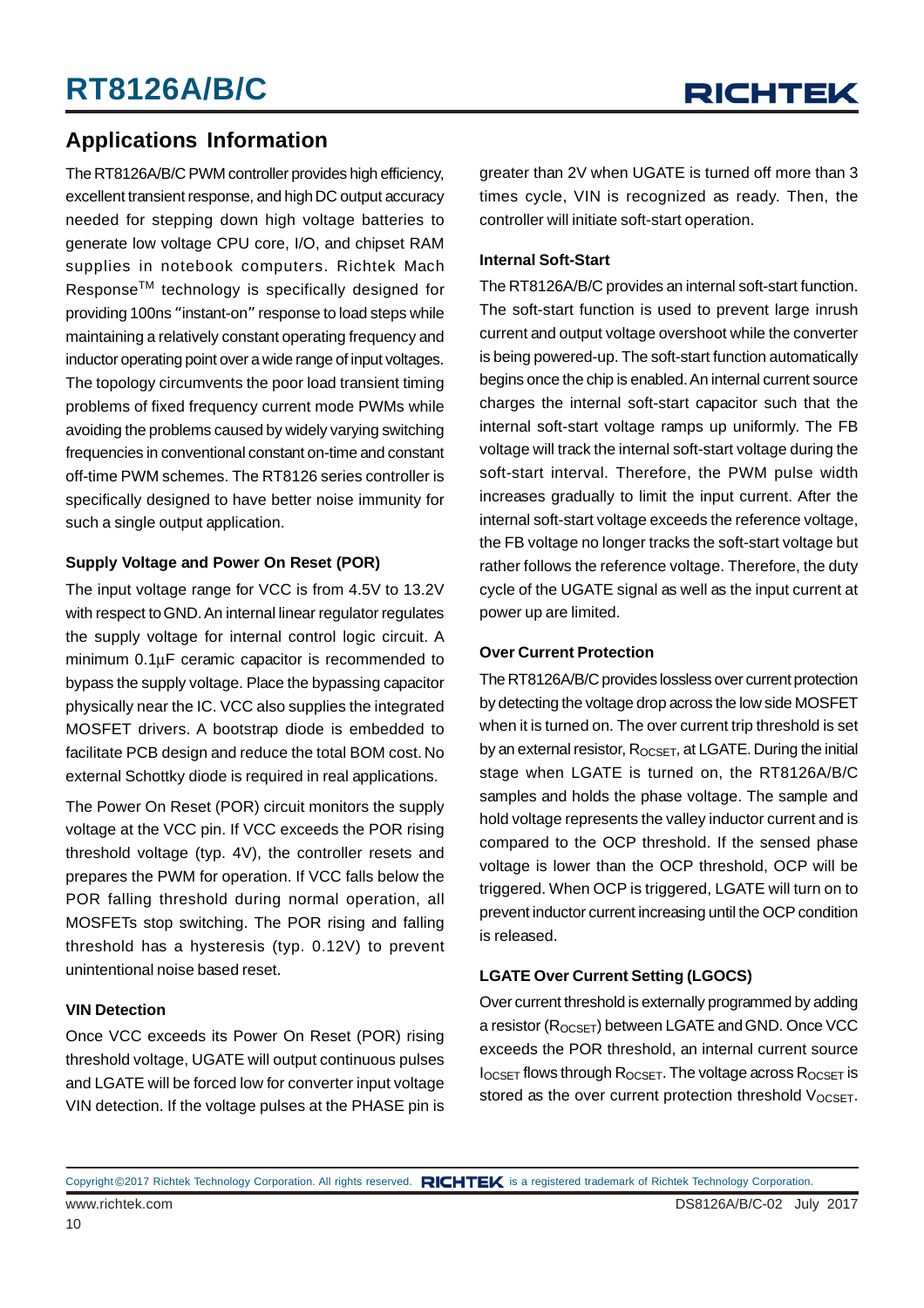## Applications Information

The RT8126A/B/C PWM controller provides high efficiency, excellent transient response, and high DC output accuracy needed for stepping down high voltage batteries to generate low voltage CPU core, I/O, and chipset RAM supplies in notebook computers. Richtek Mach Response$^{TM}$ technology is specifically designed for providing 100ns "instant-on" response to load steps while maintaining a relatively constant operating frequency and inductor operating point over a wide range of input voltages. The topology circumvents the poor load transient timing problems of fixed frequency current mode PWMs while avoiding the problems caused by widely varying switching frequencies in conventional constant on-time and constant off-time PWM schemes. The RT8126 series controller is specifically designed to have better noise immunity for such a single output application.

### Supply Voltage and Power On Reset (POR)

The input voltage range for VCC is from 4.5V to 13.2V with respect to GND. An internal linear regulator regulates the supply voltage for internal control logic circuit. A minimum 0.1μF ceramic capacitor is recommended to bypass the supply voltage. Place the bypassing capacitor physically near the IC. VCC also supplies the integrated MOSFET drivers. A bootstrap diode is embedded to facilitate PCB design and reduce the total BOM cost. No external Schottky diode is required in real applications.

The Power On Reset (POR) circuit monitors the supply voltage at the VCC pin. If VCC exceeds the POR rising threshold voltage (typ. 4V), the controller resets and prepares the PWM for operation. If VCC falls below the POR falling threshold during normal operation, all MOSFETs stop switching. The POR rising and falling threshold has a hysteresis (typ. 0.12V) to prevent unintentional noise based reset.

### VIN Detection

Once VCC exceeds its Power On Reset (POR) rising threshold voltage, UGATE will output continuous pulses and LGATE will be forced low for converter input voltage VIN detection. If the voltage pulses at the PHASE pin is greater than 2V when UGATE is turned off more than 3 times cycle, VIN is recognized as ready. Then, the controller will initiate soft-start operation.

### Internal Soft-Start

The RT8126A/B/C provides an internal soft-start function. The soft-start function is used to prevent large inrush current and output voltage overshoot while the converter is being powered-up. The soft-start function automatically begins once the chip is enabled. An internal current source charges the internal soft-start capacitor such that the internal soft-start voltage ramps up uniformly. The FB voltage will track the internal soft-start voltage during the soft-start interval. Therefore, the PWM pulse width increases gradually to limit the input current. After the internal soft-start voltage exceeds the reference voltage, the FB voltage no longer tracks the soft-start voltage but rather follows the reference voltage. Therefore, the duty cycle of the UGATE signal as well as the input current at power up are limited.

### Over Current Protection

The RT8126A/B/C provides lossless over current protection by detecting the voltage drop across the low side MOSFET when it is turned on. The over current trip threshold is set by an external resistor, $R_{OCSET}$, at LGATE. During the initial stage when LGATE is turned on, the RT8126A/B/C samples and holds the phase voltage. The sample and hold voltage represents the valley inductor current and is compared to the OCP threshold. If the sensed phase voltage is lower than the OCP threshold, OCP will be triggered. When OCP is triggered, LGATE will turn on to prevent inductor current increasing until the OCP condition is released.

### LGATE Over Current Setting (LGOCS)

Over current threshold is externally programmed by adding a resistor ($R_{OCSET}$) between LGATE and GND. Once VCC exceeds the POR threshold, an internal current source $I_{OCSET}$ flows through $R_{OCSET}$. The voltage across $R_{OCSET}$ is stored as the over current protection threshold $V_{OCSET}$.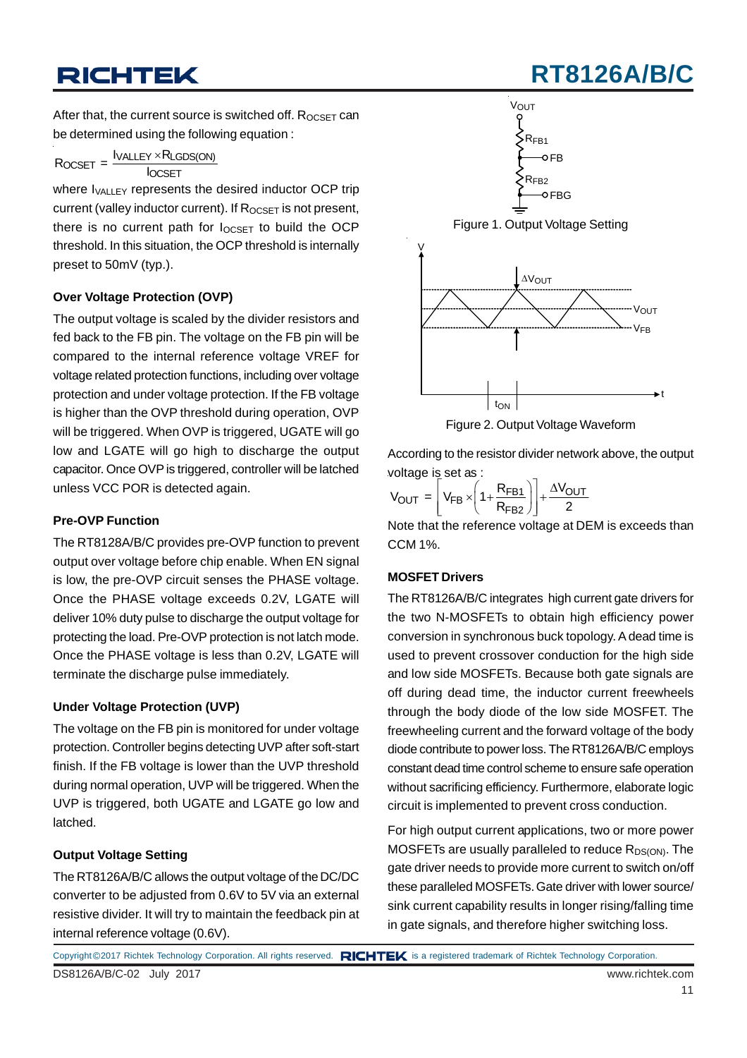After that, the current source is switched off. $R_{OCSET}$ can be determined using the following equation :

$$R_{OCSET} = \frac{I_{VALLEY} \times R_{LGDS(ON)}}{I_{OCSET}}$$

where $I_{VALLEY}$ represents the desired inductor OCP trip current (valley inductor current). If $R_{OCSET}$ is not present, there is no current path for $I_{OCSET}$ to build the OCP threshold. In this situation, the OCP threshold is internally preset to 50mV (typ.).

### Over Voltage Protection (OVP)

The output voltage is scaled by the divider resistors and fed back to the FB pin. The voltage on the FB pin will be compared to the internal reference voltage VREF for voltage related protection functions, including over voltage protection and under voltage protection. If the FB voltage is higher than the OVP threshold during operation, OVP will be triggered. When OVP is triggered, UGATE will go low and LGATE will go high to discharge the output capacitor. Once OVP is triggered, controller will be latched unless VCC POR is detected again.

### Pre-OVP Function

The RT8128A/B/C provides pre-OVP function to prevent output over voltage before chip enable. When EN signal is low, the pre-OVP circuit senses the PHASE voltage. Once the PHASE voltage exceeds 0.2V, LGATE will deliver 10% duty pulse to discharge the output voltage for protecting the load. Pre-OVP protection is not latch mode. Once the PHASE voltage is less than 0.2V, LGATE will terminate the discharge pulse immediately.

### Under Voltage Protection (UVP)

The voltage on the FB pin is monitored for under voltage protection. Controller begins detecting UVP after soft-start finish. If the FB voltage is lower than the UVP threshold during normal operation, UVP will be triggered. When the UVP is triggered, both UGATE and LGATE go low and latched.

### Output Voltage Setting

The RT8126A/B/C allows the output voltage of the DC/DC converter to be adjusted from 0.6V to 5V via an external resistive divider. It will try to maintain the feedback pin at internal reference voltage (0.6V).

Figure 1. Output Voltage Setting

Figure 2. Output Voltage Waveform

According to the resistor divider network above, the output voltage is set as :

$$V_{OUT} = \left[ V_{FB} \times \left( 1 + \frac{R_{FB1}}{R_{FB2}} \right) \right] + \frac{\Delta V_{OUT}}{2}$$

Note that the reference voltage at DEM is exceeds than CCM 1%.

### MOSFET Drivers

The RT8126A/B/C integrates high current gate drivers for the two N-MOSFETs to obtain high efficiency power conversion in synchronous buck topology. A dead time is used to prevent crossover conduction for the high side and low side MOSFETs. Because both gate signals are off during dead time, the inductor current freewheels through the body diode of the low side MOSFET. The freewheeling current and the forward voltage of the body diode contribute to power loss. The RT8126A/B/C employs constant dead time control scheme to ensure safe operation without sacrificing efficiency. Furthermore, elaborate logic circuit is implemented to prevent cross conduction.

For high output current applications, two or more power MOSFETs are usually paralleled to reduce $R_{DS(ON)}$. The gate driver needs to provide more current to switch on/off these paralleled MOSFETs. Gate driver with lower source/ sink current capability results in longer rising/falling time in gate signals, and therefore higher switching loss.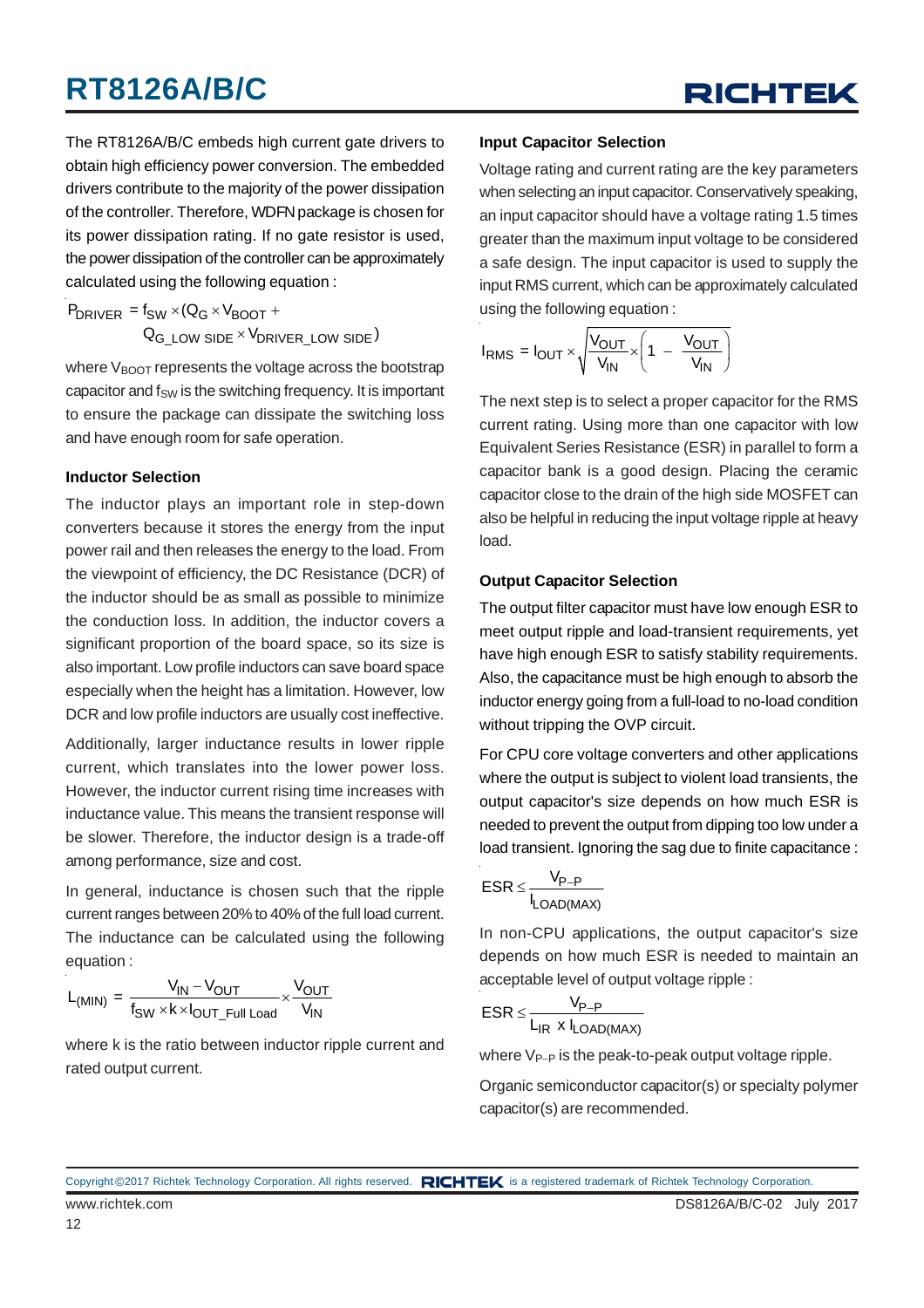The RT8126A/B/C embeds high current gate drivers to obtain high efficiency power conversion. The embedded drivers contribute to the majority of the power dissipation of the controller. Therefore, WDFN package is chosen for its power dissipation rating. If no gate resistor is used, the power dissipation of the controller can be approximately calculated using the following equation :

$$P_{DRIVER} = f_{SW} \times (Q_G \times V_{BOOT} + Q_{G\_LOW\ SIDE} \times V_{DRIVER\_LOW\ SIDE})$$

where $V_{BOOT}$ represents the voltage across the bootstrap capacitor and $f_{SW}$ is the switching frequency. It is important to ensure the package can dissipate the switching loss and have enough room for safe operation.

### Inductor Selection

The inductor plays an important role in step-down converters because it stores the energy from the input power rail and then releases the energy to the load. From the viewpoint of efficiency, the DC Resistance (DCR) of the inductor should be as small as possible to minimize the conduction loss. In addition, the inductor covers a significant proportion of the board space, so its size is also important. Low profile inductors can save board space especially when the height has a limitation. However, low DCR and low profile inductors are usually cost ineffective.

Additionally, larger inductance results in lower ripple current, which translates into the lower power loss. However, the inductor current rising time increases with inductance value. This means the transient response will be slower. Therefore, the inductor design is a trade-off among performance, size and cost.

In general, inductance is chosen such that the ripple current ranges between 20% to 40% of the full load current. The inductance can be calculated using the following equation :

$$L_{(MIN)} = \frac{V_{IN} - V_{OUT}}{f_{SW} \times k \times I_{OUT\_Full\ Load}} \times \frac{V_{OUT}}{V_{IN}}$$

where k is the ratio between inductor ripple current and rated output current.

### Input Capacitor Selection

Voltage rating and current rating are the key parameters when selecting an input capacitor. Conservatively speaking, an input capacitor should have a voltage rating 1.5 times greater than the maximum input voltage to be considered a safe design. The input capacitor is used to supply the input RMS current, which can be approximately calculated using the following equation :

$$I_{RMS} = I_{OUT} \times \sqrt{\frac{V_{OUT}}{V_{IN}} \times \left(1 - \frac{V_{OUT}}{V_{IN}}\right)}$$

The next step is to select a proper capacitor for the RMS current rating. Using more than one capacitor with low Equivalent Series Resistance (ESR) in parallel to form a capacitor bank is a good design. Placing the ceramic capacitor close to the drain of the high side MOSFET can also be helpful in reducing the input voltage ripple at heavy load.

### Output Capacitor Selection

The output filter capacitor must have low enough ESR to meet output ripple and load-transient requirements, yet have high enough ESR to satisfy stability requirements. Also, the capacitance must be high enough to absorb the inductor energy going from a full-load to no-load condition without tripping the OVP circuit.

For CPU core voltage converters and other applications where the output is subject to violent load transients, the output capacitor's size depends on how much ESR is needed to prevent the output from dipping too low under a load transient. Ignoring the sag due to finite capacitance :

$$ESR \le \frac{V_{P-P}}{I_{LOAD(MAX)}}$$

In non-CPU applications, the output capacitor's size depends on how much ESR is needed to maintain an acceptable level of output voltage ripple :

$$ESR \le \frac{V_{P-P}}{L_{IR} \times I_{LOAD(MAX)}}$$

where $V_{P-P}$ is the peak-to-peak output voltage ripple.

Organic semiconductor capacitor(s) or specialty polymer capacitor(s) are recommended.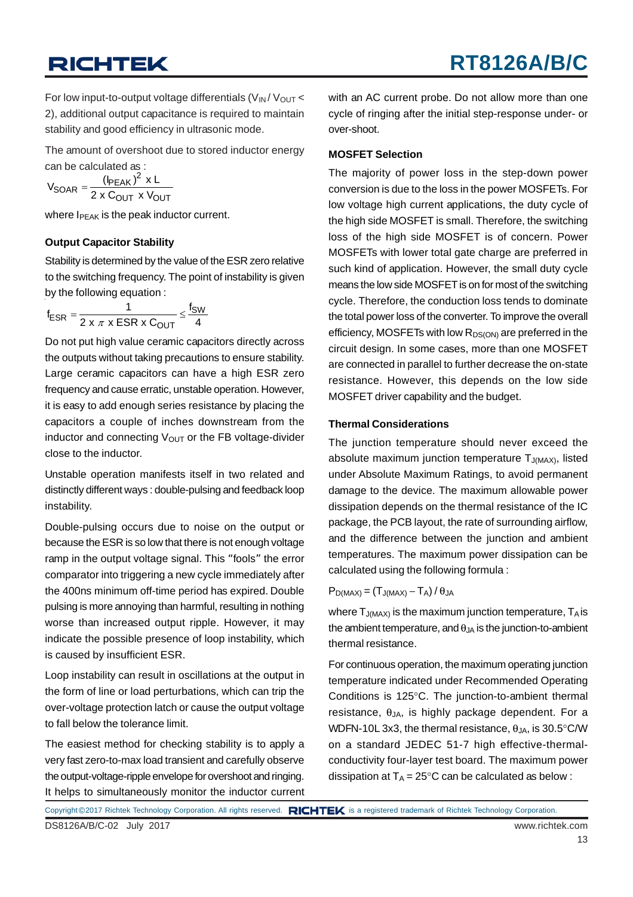For low input-to-output voltage differentials ($V_{IN}$ / $V_{OUT}$ < 2), additional output capacitance is required to maintain stability and good efficiency in ultrasonic mode.

The amount of overshoot due to stored inductor energy can be calculated as :

$$V_{SOAR} = \frac{(I_{PEAK})^2 \times L}{2 \times C_{OUT} \times V_{OUT}}$$

where $I_{PEAK}$ is the peak inductor current.

### Output Capacitor Stability

Stability is determined by the value of the ESR zero relative to the switching frequency. The point of instability is given by the following equation :

$$f_{ESR} = \frac{1}{2 \times \pi \times ESR \times C_{OUT}} \le \frac{f_{SW}}{4}$$

Do not put high value ceramic capacitors directly across the outputs without taking precautions to ensure stability. Large ceramic capacitors can have a high ESR zero frequency and cause erratic, unstable operation. However, it is easy to add enough series resistance by placing the capacitors a couple of inches downstream from the inductor and connecting $V_{OUT}$ or the FB voltage-divider close to the inductor.

Unstable operation manifests itself in two related and distinctly different ways : double-pulsing and feedback loop instability.

Double-pulsing occurs due to noise on the output or because the ESR is so low that there is not enough voltage ramp in the output voltage signal. This "fools" the error comparator into triggering a new cycle immediately after the 400ns minimum off-time period has expired. Double pulsing is more annoying than harmful, resulting in nothing worse than increased output ripple. However, it may indicate the possible presence of loop instability, which is caused by insufficient ESR.

Loop instability can result in oscillations at the output in the form of line or load perturbations, which can trip the over-voltage protection latch or cause the output voltage to fall below the tolerance limit.

The easiest method for checking stability is to apply a very fast zero-to-max load transient and carefully observe the output-voltage-ripple envelope for overshoot and ringing. It helps to simultaneously monitor the inductor current with an AC current probe. Do not allow more than one cycle of ringing after the initial step-response under- or over-shoot.

### MOSFET Selection

The majority of power loss in the step-down power conversion is due to the loss in the power MOSFETs. For low voltage high current applications, the duty cycle of the high side MOSFET is small. Therefore, the switching loss of the high side MOSFET is of concern. Power MOSFETs with lower total gate charge are preferred in such kind of application. However, the small duty cycle means the low side MOSFET is on for most of the switching cycle. Therefore, the conduction loss tends to dominate the total power loss of the converter. To improve the overall efficiency, MOSFETs with low $R_{DS(ON)}$ are preferred in the circuit design. In some cases, more than one MOSFET are connected in parallel to further decrease the on-state resistance. However, this depends on the low side MOSFET driver capability and the budget.

### Thermal Considerations

The junction temperature should never exceed the absolute maximum junction temperature $T_{J(MAX)}$, listed under Absolute Maximum Ratings, to avoid permanent damage to the device. The maximum allowable power dissipation depends on the thermal resistance of the IC package, the PCB layout, the rate of surrounding airflow, and the difference between the junction and ambient temperatures. The maximum power dissipation can be calculated using the following formula :

$$P_{D(MAX)} = (T_{J(MAX)} - T_A) / \theta_{JA}$$

where $T_{J(MAX)}$ is the maximum junction temperature, $T_A$ is the ambient temperature, and $\theta_{JA}$ is the junction-to-ambient thermal resistance.

For continuous operation, the maximum operating junction temperature indicated under Recommended Operating Conditions is 125°C. The junction-to-ambient thermal resistance, $\theta_{JA}$, is highly package dependent. For a WDFN-10L 3x3, the thermal resistance, $\theta_{JA}$, is 30.5°C/W on a standard JEDEC 51-7 high effective-thermal-conductivity four-layer test board. The maximum power dissipation at $T_A$ = 25°C can be calculated as below :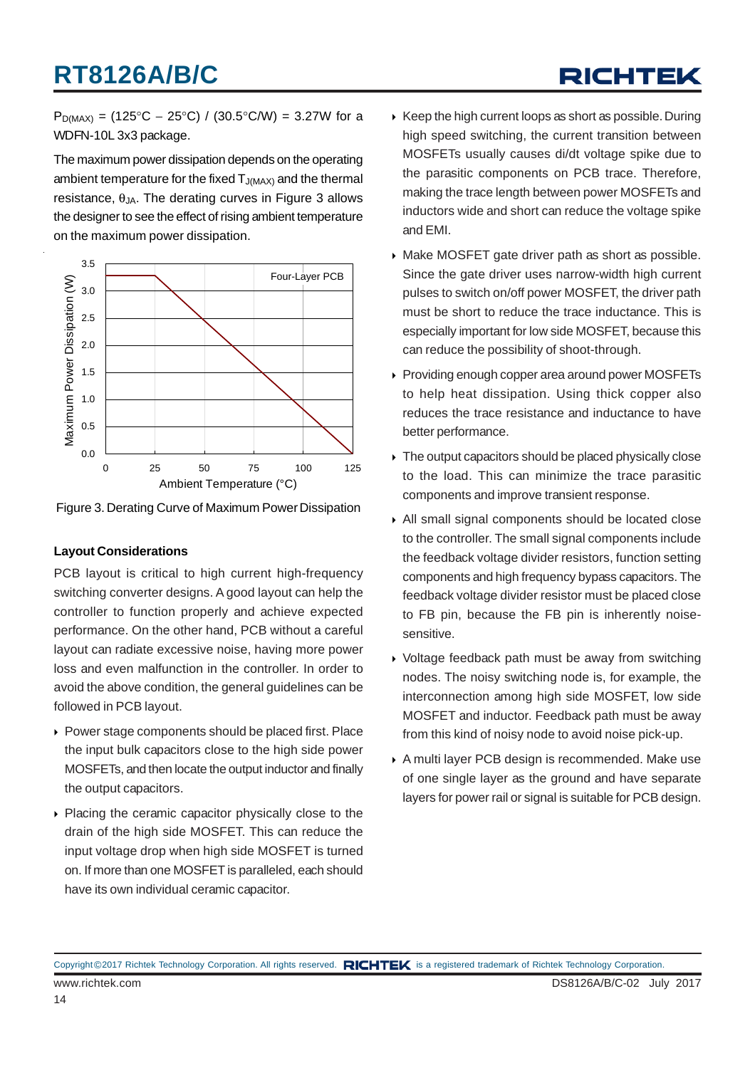$P_{D(MAX)}$ = (125°C − 25°C) / (30.5°C/W) = 3.27W for a WDFN-10L 3x3 package.

The maximum power dissipation depends on the operating ambient temperature for the fixed $T_{J(MAX)}$ and the thermal resistance, $\theta_{JA}$. The derating curves in Figure 3 allows the designer to see the effect of rising ambient temperature on the maximum power dissipation.

Figure 3. Derating Curve of Maximum Power Dissipation

### Layout Considerations

PCB layout is critical to high current high-frequency switching converter designs. A good layout can help the controller to function properly and achieve expected performance. On the other hand, PCB without a careful layout can radiate excessive noise, having more power loss and even malfunction in the controller. In order to avoid the above condition, the general guidelines can be followed in PCB layout.

- Power stage components should be placed first. Place the input bulk capacitors close to the high side power MOSFETs, and then locate the output inductor and finally the output capacitors.
- Placing the ceramic capacitor physically close to the drain of the high side MOSFET. This can reduce the input voltage drop when high side MOSFET is turned on. If more than one MOSFET is paralleled, each should have its own individual ceramic capacitor.
- Keep the high current loops as short as possible. During high speed switching, the current transition between MOSFETs usually causes di/dt voltage spike due to the parasitic components on PCB trace. Therefore, making the trace length between power MOSFETs and inductors wide and short can reduce the voltage spike and EMI.
- Make MOSFET gate driver path as short as possible. Since the gate driver uses narrow-width high current pulses to switch on/off power MOSFET, the driver path must be short to reduce the trace inductance. This is especially important for low side MOSFET, because this can reduce the possibility of shoot-through.
- Providing enough copper area around power MOSFETs to help heat dissipation. Using thick copper also reduces the trace resistance and inductance to have better performance.
- The output capacitors should be placed physically close to the load. This can minimize the trace parasitic components and improve transient response.
- All small signal components should be located close to the controller. The small signal components include the feedback voltage divider resistors, function setting components and high frequency bypass capacitors. The feedback voltage divider resistor must be placed close to FB pin, because the FB pin is inherently noise-sensitive.
- Voltage feedback path must be away from switching nodes. The noisy switching node is, for example, the interconnection among high side MOSFET, low side MOSFET and inductor. Feedback path must be away from this kind of noisy node to avoid noise pick-up.
- A multi layer PCB design is recommended. Make use of one single layer as the ground and have separate layers for power rail or signal is suitable for PCB design.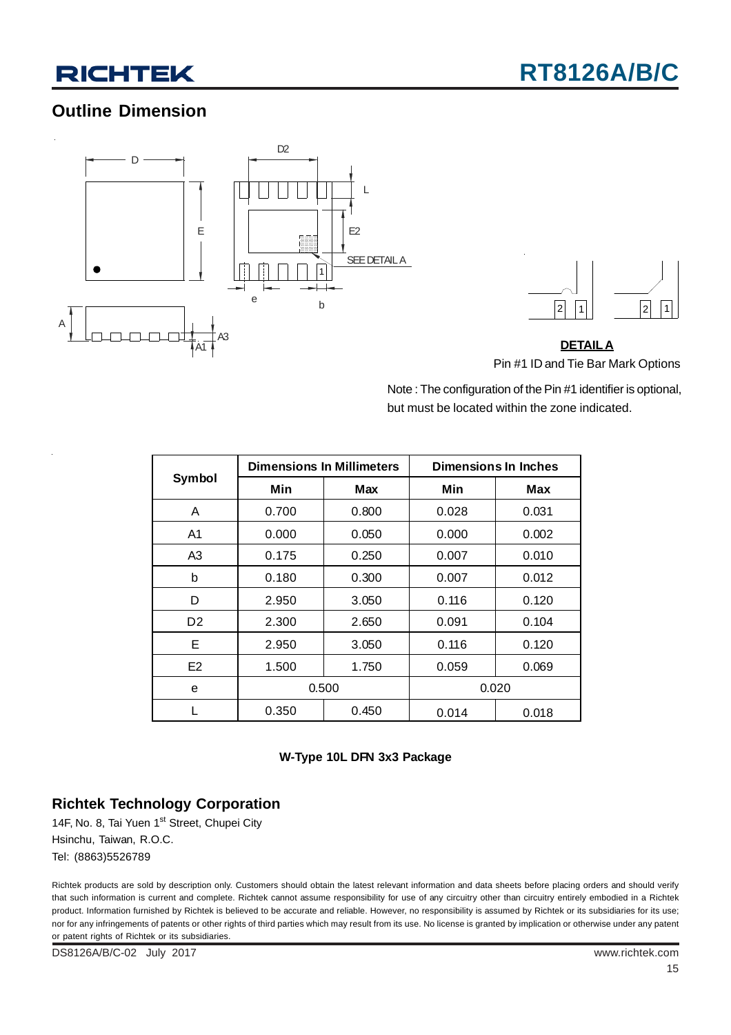## Outline Dimension

DETAIL A

Pin #1 ID and Tie Bar Mark Options

Note : The configuration of the Pin #1 identifier is optional, but must be located within the zone indicated.

| Symbol | Dimensions In Millimeters | | Dimensions In Inches | |
|---|---|---|---|---|
| | Min | Max | Min | Max |
| A | 0.700 | 0.800 | 0.028 | 0.031 |
| A1 | 0.000 | 0.050 | 0.000 | 0.002 |
| A3 | 0.175 | 0.250 | 0.007 | 0.010 |
| b | 0.180 | 0.300 | 0.007 | 0.012 |
| D | 2.950 | 3.050 | 0.116 | 0.120 |
| D2 | 2.300 | 2.650 | 0.091 | 0.104 |
| E | 2.950 | 3.050 | 0.116 | 0.120 |
| E2 | 1.500 | 1.750 | 0.059 | 0.069 |
| e | 0.500 | | 0.020 | |
| L | 0.350 | 0.450 | 0.014 | 0.018 |

**W-Type 10L DFN 3x3 Package**

### Richtek Technology Corporation

14F, No. 8, Tai Yuen 1st Street, Chupei City
Hsinchu, Taiwan, R.O.C.
Tel: (8863)5526789

Richtek products are sold by description only. Customers should obtain the latest relevant information and data sheets before placing orders and should verify that such information is current and complete. Richtek cannot assume responsibility for use of any circuitry other than circuitry entirely embodied in a Richtek product. Information furnished by Richtek is believed to be accurate and reliable. However, no responsibility is assumed by Richtek or its subsidiaries for its use; nor for any infringements of patents or other rights of third parties which may result from its use. No license is granted by implication or otherwise under any patent or patent rights of Richtek or its subsidiaries.